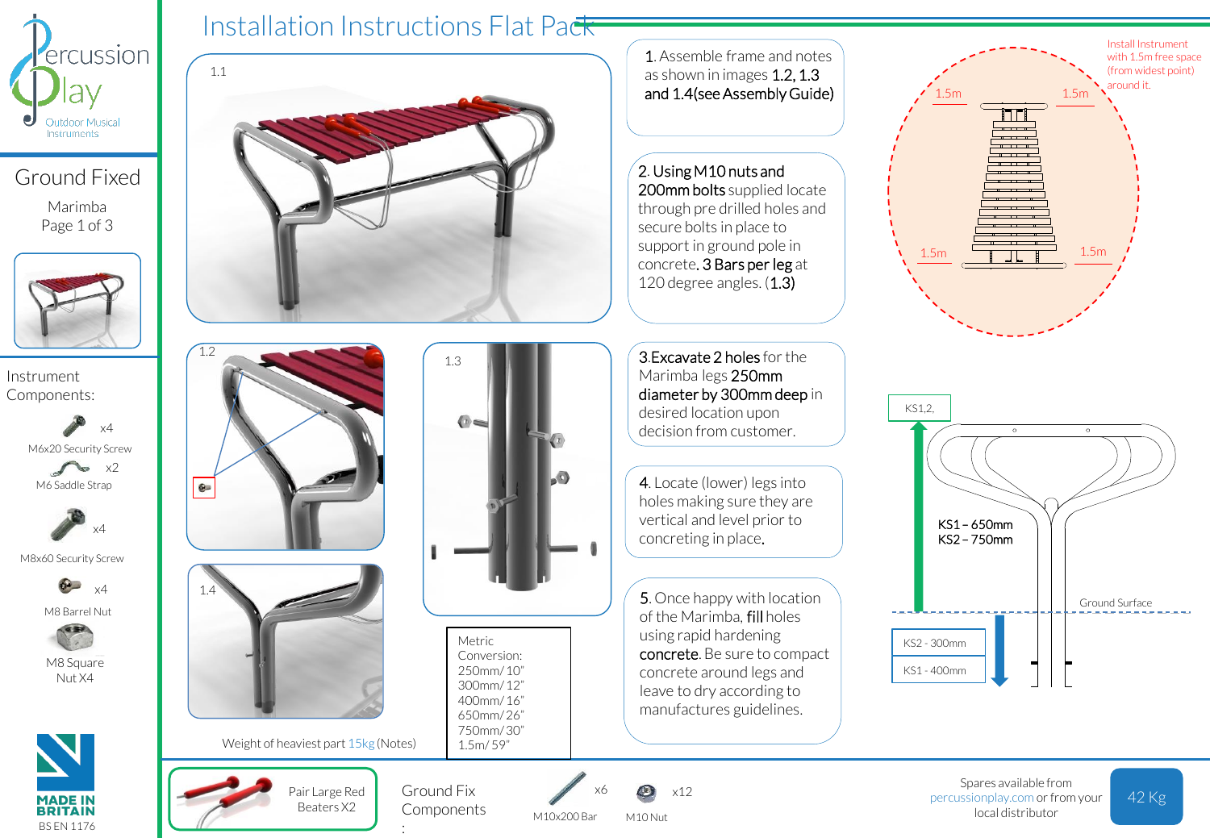# Installation Instructions Flat Pack

Percussion Play
Outdoor Musical Instruments

## Ground Fixed

Marimba
Page 1 of 3

### Instrument Components:

- M6x20 Security Screw x4
- M6 Saddle Strap x2
- M8x60 Security Screw x4
- M8 Barrel Nut x4
- M8 Square Nut X4

MADE IN BRITAIN
BS EN 1176

1.1

1.2

1.3

1.4

Weight of heaviest part 15kg (Notes)

Metric Conversion:
250mm/ 10"
300mm/ 12"
400mm/ 16"
650mm/ 26"
750mm/ 30"
1.5m/ 59"

1. Assemble frame and notes as shown in images **1.2, 1.3 and 1.4(see Assembly Guide)**

2. Using **M10 nuts and 200mm bolts** supplied locate through pre drilled holes and secure bolts in place to support in ground pole in concrete. **3 Bars per leg** at 120 degree angles. (**1.3**)

3. **Excavate 2 holes** for the Marimba legs **250mm diameter by 300mm deep** in desired location upon decision from customer.

4. Locate (lower) legs into holes making sure they are vertical and level prior to concreting in place.

5. Once happy with location of the Marimba, **fill** holes using rapid hardening **concrete**. Be sure to compact concrete around legs and leave to dry according to manufactures guidelines.

Install Instrument with 1.5m free space (from widest point) around it.

1.5m 1.5m 1.5m 1.5m

KS1,2,

KS1 – 650mm
KS2 – 750mm

Ground Surface

KS2 - 300mm
KS1 - 400mm

Pair Large Red Beaters X2

Ground Fix Components:

- M10x200 Bar x6
- M10 Nut x12

Spares available from percussionplay.com or from your local distributor

42 Kg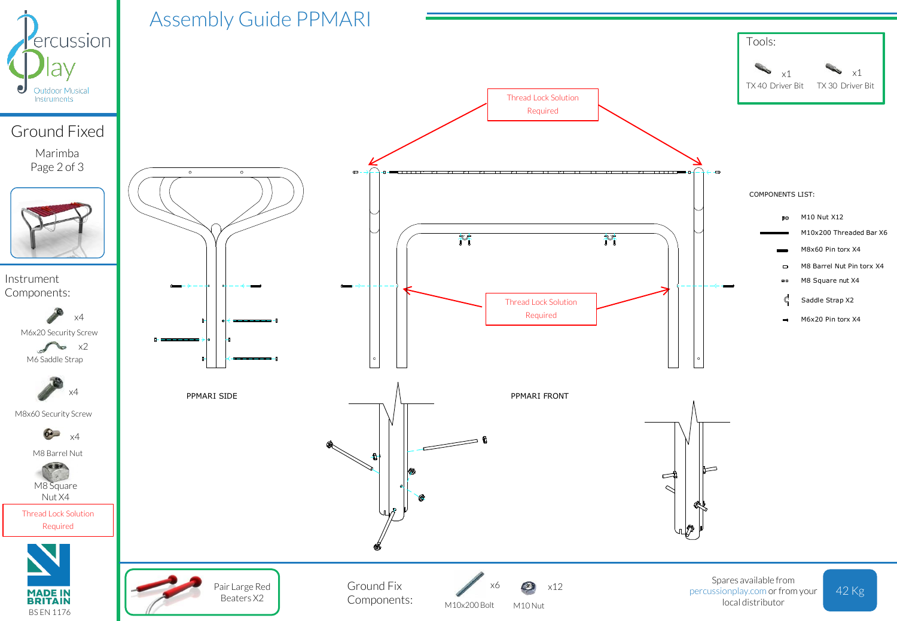# Assembly Guide PPMARI

Percussion Play
Outdoor Musical Instruments

## Ground Fixed

Marimba
Page 2 of 3

### Instrument Components:

- M6x20 Security Screw x4
- M6 Saddle Strap x2
- M8x60 Security Screw x4
- M8 Barrel Nut x4
- M8 Square Nut X4

Thread Lock Solution Required

MADE IN BRITAIN
BS EN 1176

### Tools:

- TX 40 Driver Bit x1
- TX 30 Driver Bit x1

Thread Lock Solution Required

Thread Lock Solution Required

### COMPONENTS LIST:

- M10 Nut X12
- M10x200 Threaded Bar X6
- M8x60 Pin torx X4
- M8 Barrel Nut Pin torx X4
- M8 Square nut X4
- Saddle Strap X2
- M6x20 Pin torx X4

PPMARI SIDE

PPMARI FRONT

Pair Large Red Beaters X2

### Ground Fix Components:

- M10x200 Bolt x6
- M10 Nut x12

Spares available from percussionplay.com or from your local distributor

42 Kg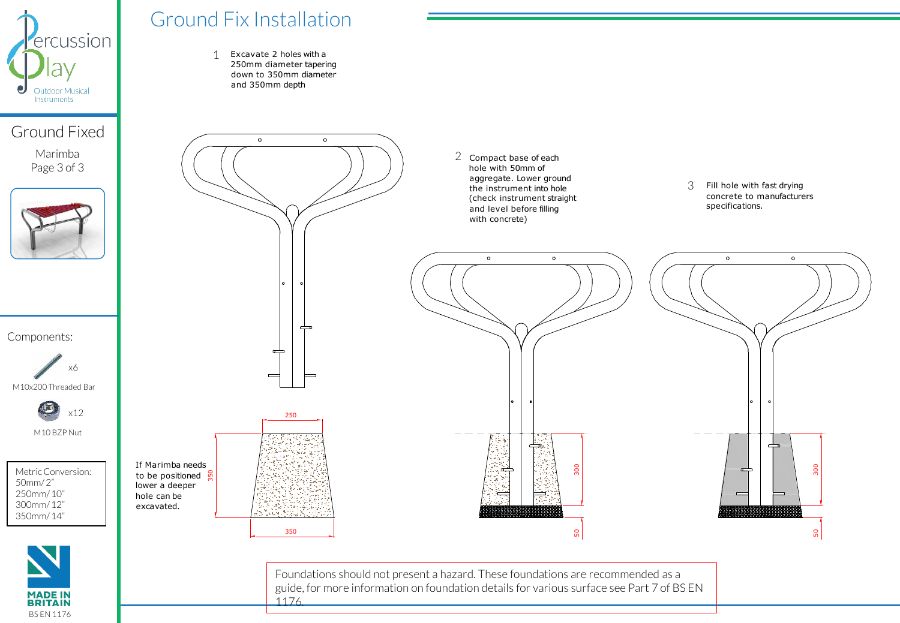Percussion Play
Outdoor Musical Instruments

## Ground Fixed

Marimba

Components:

x6
M10x200 Threaded Bar

x12
M10 BZP Nut

Metric Conversion:
50mm/ 2"
250mm/ 10"
300mm/ 12"
350mm/ 14"

MADE IN BRITAIN
BS EN 1176

# Ground Fix Installation

1. Excavate 2 holes with a 250mm diameter tapering down to 350mm diameter and 350mm depth

2. Compact base of each hole with 50mm of aggregate. Lower ground the instrument into hole (check instrument straight and level before filling with concrete)

3. Fill hole with fast drying concrete to manufacturers specifications.

If Marimba needs to be positioned lower a deeper hole can be excavated.

250
350
350
300
50
300
50

Foundations should not present a hazard. These foundations are recommended as a guide, for more information on foundation details for various surface see Part 7 of BS EN 1176.